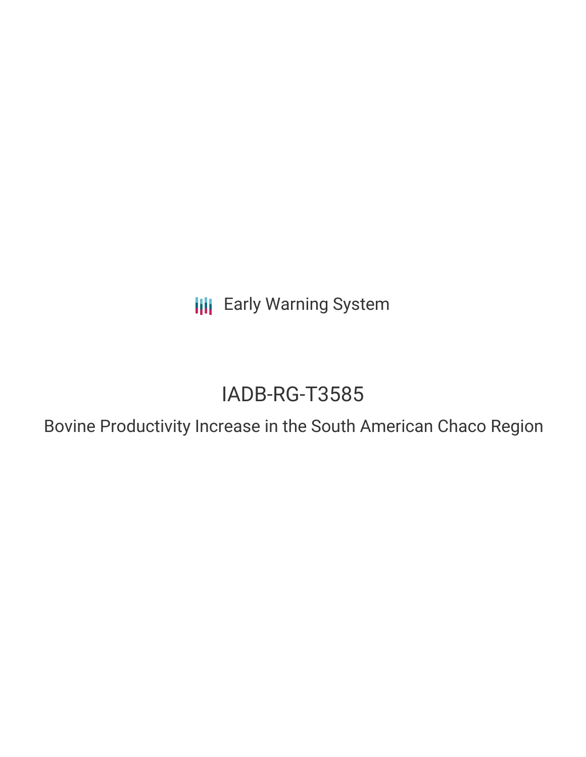Early Warning System

# IADB-RG-T3585

## Bovine Productivity Increase in the South American Chaco Region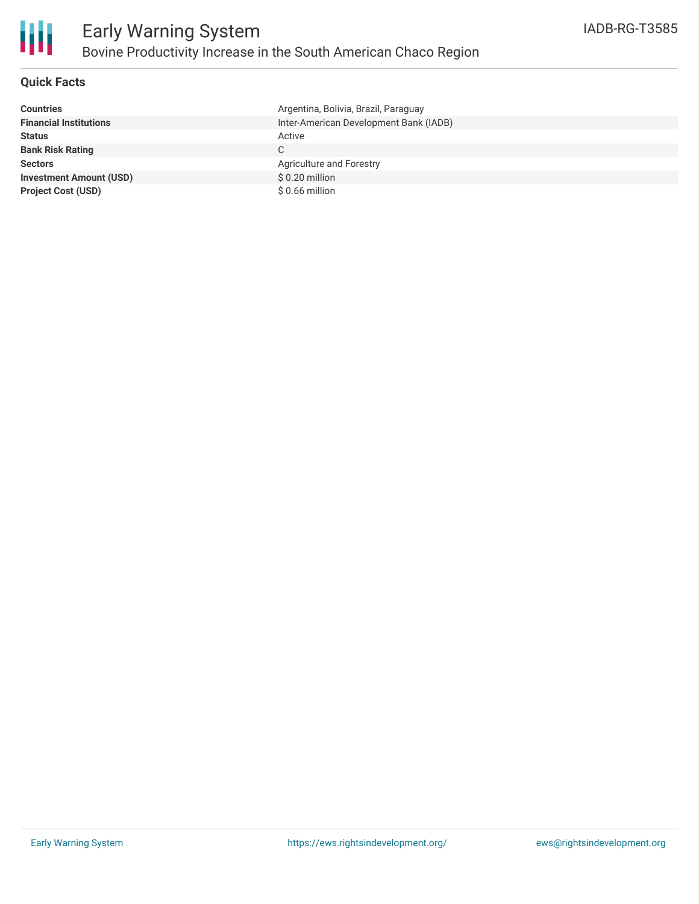# Early Warning System

## Bovine Productivity Increase in the South American Chaco Region

IADB-RG-T3585

### Quick Facts

| | |
|---|---|
| **Countries** | Argentina, Bolivia, Brazil, Paraguay |
| **Financial Institutions** | Inter-American Development Bank (IADB) |
| **Status** | Active |
| **Bank Risk Rating** | C |
| **Sectors** | Agriculture and Forestry |
| **Investment Amount (USD)** | $ 0.20 million |
| **Project Cost (USD)** | $ 0.66 million |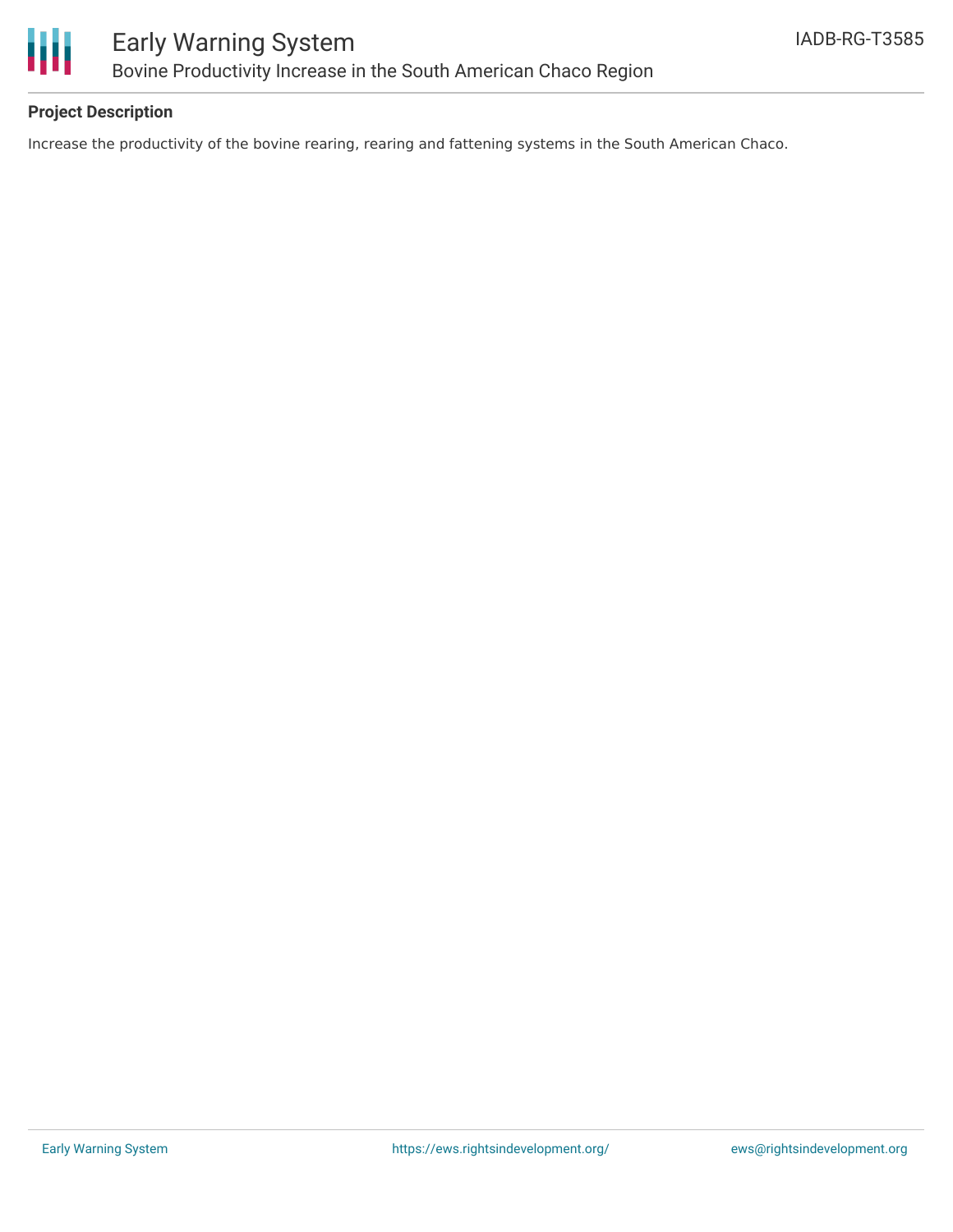## Project Description

Increase the productivity of the bovine rearing, rearing and fattening systems in the South American Chaco.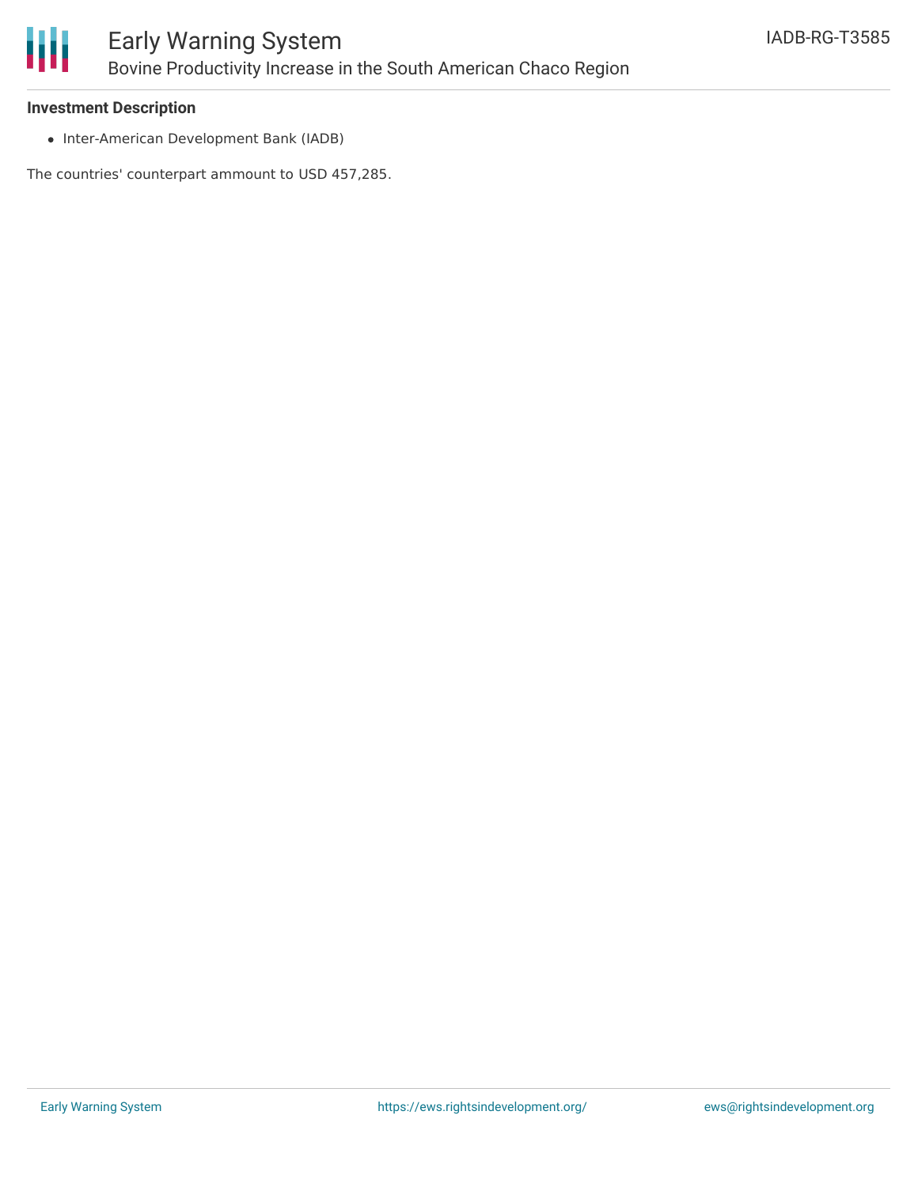**Investment Description**

- Inter-American Development Bank (IADB)

The countries' counterpart ammount to USD 457,285.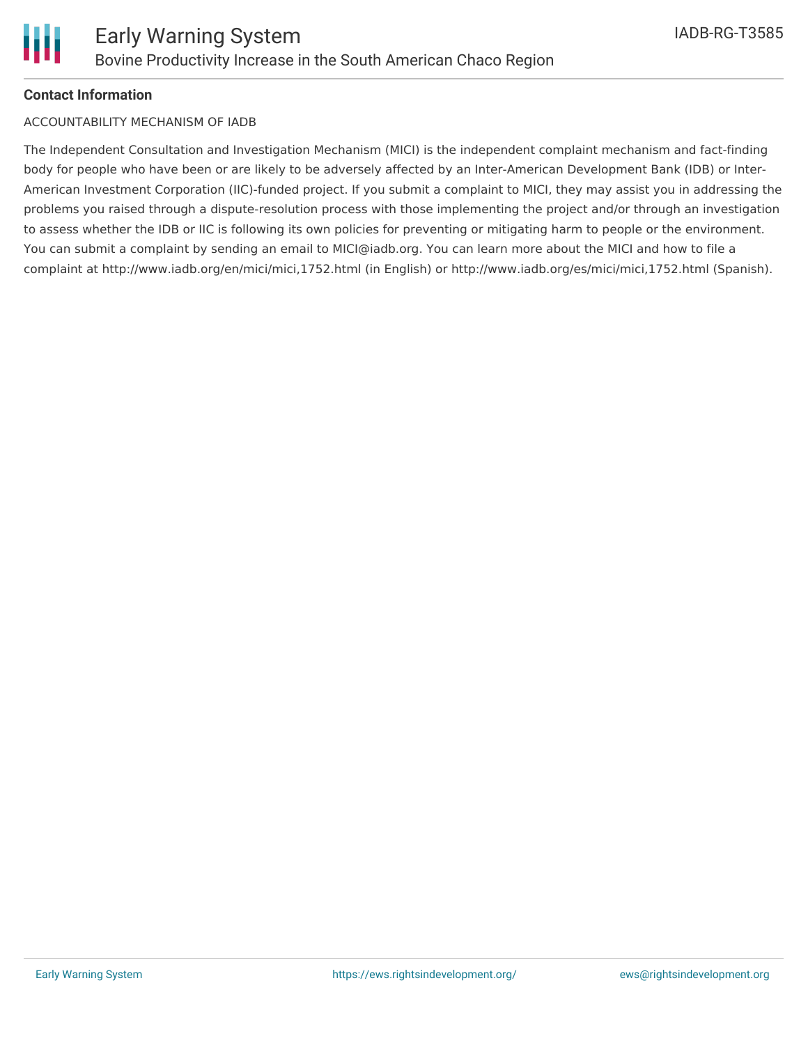**Contact Information**

ACCOUNTABILITY MECHANISM OF IADB

The Independent Consultation and Investigation Mechanism (MICI) is the independent complaint mechanism and fact-finding body for people who have been or are likely to be adversely affected by an Inter-American Development Bank (IDB) or Inter-American Investment Corporation (IIC)-funded project. If you submit a complaint to MICI, they may assist you in addressing the problems you raised through a dispute-resolution process with those implementing the project and/or through an investigation to assess whether the IDB or IIC is following its own policies for preventing or mitigating harm to people or the environment. You can submit a complaint by sending an email to MICI@iadb.org. You can learn more about the MICI and how to file a complaint at http://www.iadb.org/en/mici/mici,1752.html (in English) or http://www.iadb.org/es/mici/mici,1752.html (Spanish).